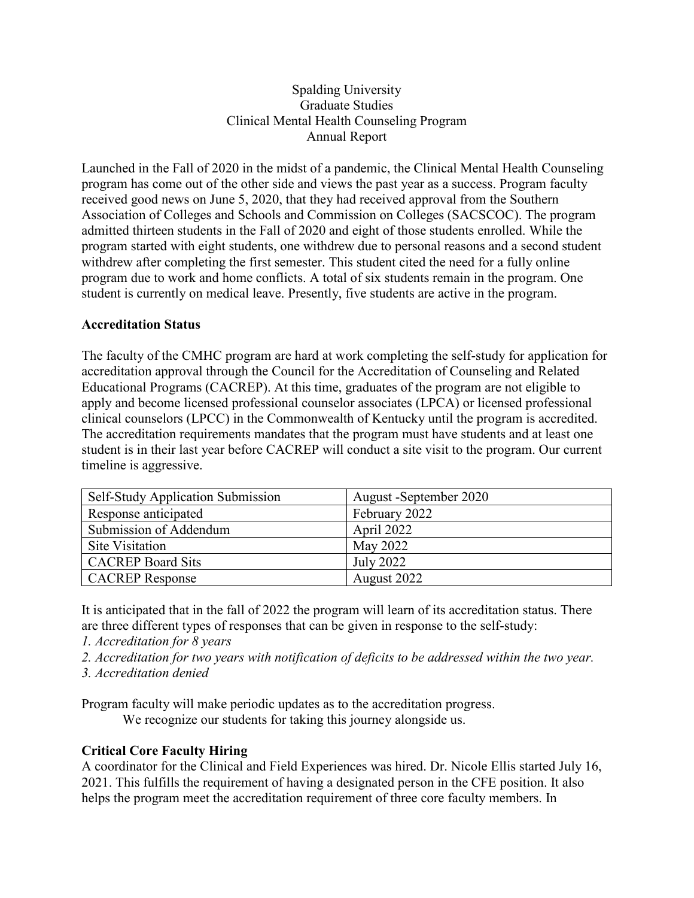Spalding University
Graduate Studies
Clinical Mental Health Counseling Program
Annual Report

Launched in the Fall of 2020 in the midst of a pandemic, the Clinical Mental Health Counseling program has come out of the other side and views the past year as a success. Program faculty received good news on June 5, 2020, that they had received approval from the Southern Association of Colleges and Schools and Commission on Colleges (SACSCOC). The program admitted thirteen students in the Fall of 2020 and eight of those students enrolled. While the program started with eight students, one withdrew due to personal reasons and a second student withdrew after completing the first semester. This student cited the need for a fully online program due to work and home conflicts. A total of six students remain in the program. One student is currently on medical leave. Presently, five students are active in the program.

**Accreditation Status**

The faculty of the CMHC program are hard at work completing the self-study for application for accreditation approval through the Council for the Accreditation of Counseling and Related Educational Programs (CACREP). At this time, graduates of the program are not eligible to apply and become licensed professional counselor associates (LPCA) or licensed professional clinical counselors (LPCC) in the Commonwealth of Kentucky until the program is accredited. The accreditation requirements mandates that the program must have students and at least one student is in their last year before CACREP will conduct a site visit to the program. Our current timeline is aggressive.

| Self-Study Application Submission | August -September 2020 |
|---|---|
| Response anticipated | February 2022 |
| Submission of Addendum | April 2022 |
| Site Visitation | May 2022 |
| CACREP Board Sits | July 2022 |
| CACREP Response | August 2022 |

It is anticipated that in the fall of 2022 the program will learn of its accreditation status. There are three different types of responses that can be given in response to the self-study:

*1. Accreditation for 8 years*
*2. Accreditation for two years with notification of deficits to be addressed within the two year.*
*3. Accreditation denied*

Program faculty will make periodic updates as to the accreditation progress.

We recognize our students for taking this journey alongside us.

**Critical Core Faculty Hiring**

A coordinator for the Clinical and Field Experiences was hired. Dr. Nicole Ellis started July 16, 2021. This fulfills the requirement of having a designated person in the CFE position. It also helps the program meet the accreditation requirement of three core faculty members. In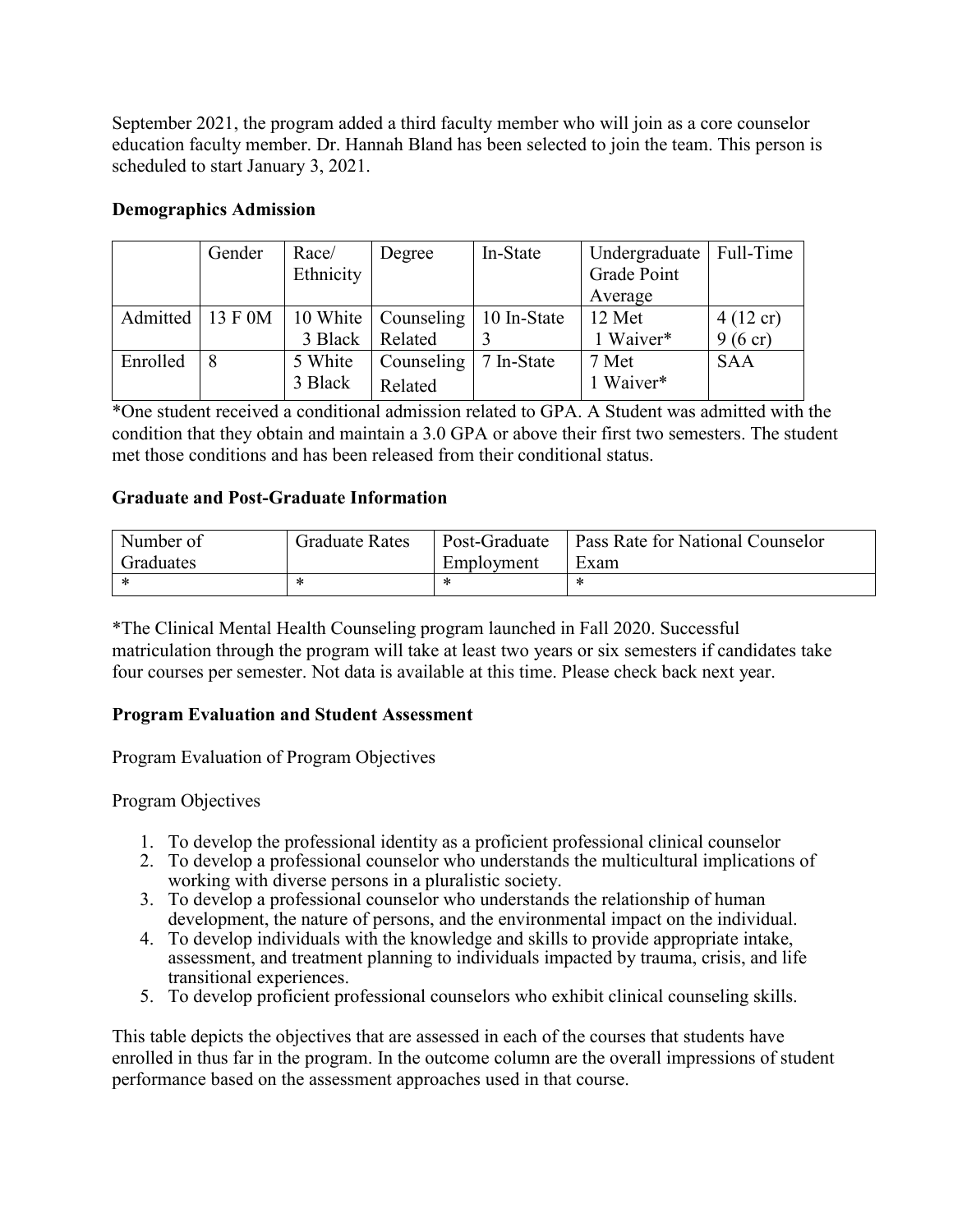September 2021, the program added a third faculty member who will join as a core counselor education faculty member. Dr. Hannah Bland has been selected to join the team. This person is scheduled to start January 3, 2021.

**Demographics Admission**

| | Gender | Race/ Ethnicity | Degree | In-State | Undergraduate Grade Point Average | Full-Time |
|---|---|---|---|---|---|---|
| Admitted | 13 F 0M | 10 White 3 Black | Counseling Related | 10 In-State 3 | 12 Met 1 Waiver* | 4 (12 cr) 9 (6 cr) |
| Enrolled | 8 | 5 White 3 Black | Counseling Related | 7 In-State | 7 Met 1 Waiver* | SAA |

*One student received a conditional admission related to GPA. A Student was admitted with the condition that they obtain and maintain a 3.0 GPA or above their first two semesters. The student met those conditions and has been released from their conditional status.

**Graduate and Post-Graduate Information**

| Number of Graduates | Graduate Rates | Post-Graduate Employment | Pass Rate for National Counselor Exam |
|---|---|---|---|
| * | * | * | * |

*The Clinical Mental Health Counseling program launched in Fall 2020. Successful matriculation through the program will take at least two years or six semesters if candidates take four courses per semester. Not data is available at this time. Please check back next year.

**Program Evaluation and Student Assessment**

Program Evaluation of Program Objectives

Program Objectives

1. To develop the professional identity as a proficient professional clinical counselor
2. To develop a professional counselor who understands the multicultural implications of working with diverse persons in a pluralistic society.
3. To develop a professional counselor who understands the relationship of human development, the nature of persons, and the environmental impact on the individual.
4. To develop individuals with the knowledge and skills to provide appropriate intake, assessment, and treatment planning to individuals impacted by trauma, crisis, and life transitional experiences.
5. To develop proficient professional counselors who exhibit clinical counseling skills.

This table depicts the objectives that are assessed in each of the courses that students have enrolled in thus far in the program. In the outcome column are the overall impressions of student performance based on the assessment approaches used in that course.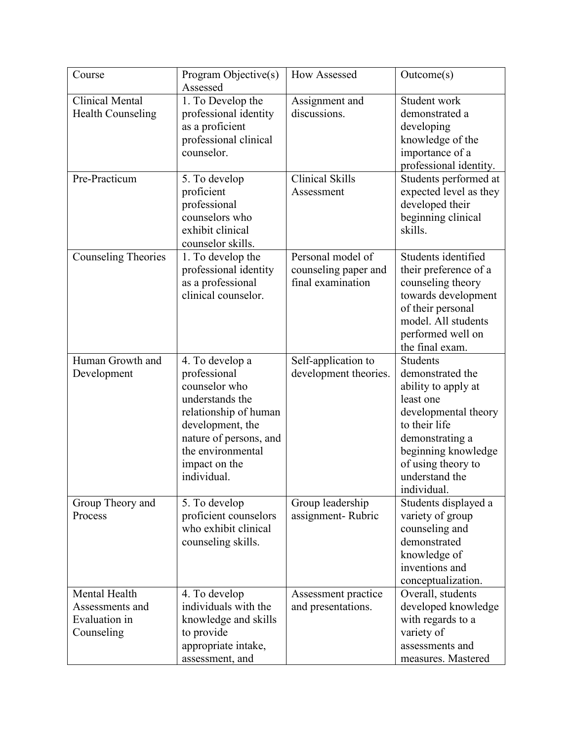| Course | Program Objective(s) Assessed | How Assessed | Outcome(s) |
|---|---|---|---|
| Clinical Mental Health Counseling | 1. To Develop the professional identity as a proficient professional clinical counselor. | Assignment and discussions. | Student work demonstrated a developing knowledge of the importance of a professional identity. |
| Pre-Practicum | 5. To develop proficient professional counselors who exhibit clinical counselor skills. | Clinical Skills Assessment | Students performed at expected level as they developed their beginning clinical skills. |
| Counseling Theories | 1. To develop the professional identity as a professional clinical counselor. | Personal model of counseling paper and final examination | Students identified their preference of a counseling theory towards development of their personal model. All students performed well on the final exam. |
| Human Growth and Development | 4. To develop a professional counselor who understands the relationship of human development, the nature of persons, and the environmental impact on the individual. | Self-application to development theories. | Students demonstrated the ability to apply at least one developmental theory to their life demonstrating a beginning knowledge of using theory to understand the individual. |
| Group Theory and Process | 5. To develop proficient counselors who exhibit clinical counseling skills. | Group leadership assignment- Rubric | Students displayed a variety of group counseling and demonstrated knowledge of inventions and conceptualization. |
| Mental Health Assessments and Evaluation in Counseling | 4. To develop individuals with the knowledge and skills to provide appropriate intake, assessment, and | Assessment practice and presentations. | Overall, students developed knowledge with regards to a variety of assessments and measures. Mastered |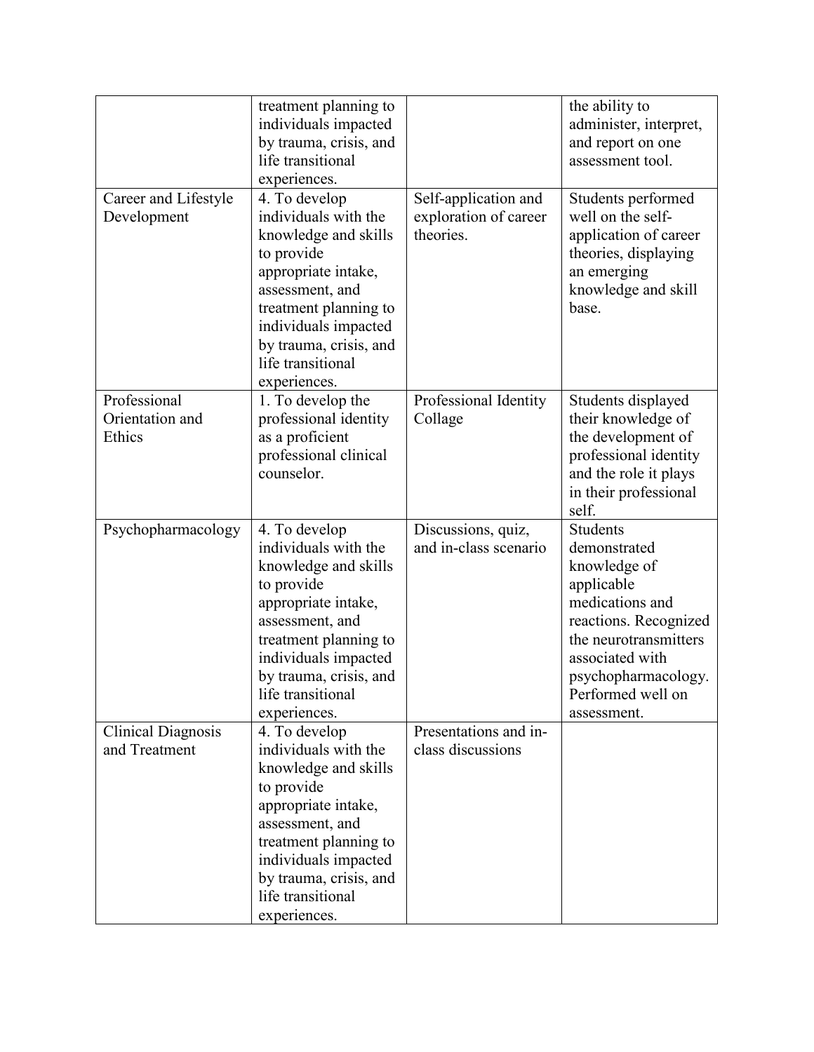| | | | |
|---|---|---|---|
| | treatment planning to individuals impacted by trauma, crisis, and life transitional experiences. | | the ability to administer, interpret, and report on one assessment tool. |
| Career and Lifestyle Development | 4. To develop individuals with the knowledge and skills to provide appropriate intake, assessment, and treatment planning to individuals impacted by trauma, crisis, and life transitional experiences. | Self-application and exploration of career theories. | Students performed well on the self-application of career theories, displaying an emerging knowledge and skill base. |
| Professional Orientation and Ethics | 1. To develop the professional identity as a proficient professional clinical counselor. | Professional Identity Collage | Students displayed their knowledge of the development of professional identity and the role it plays in their professional self. |
| Psychopharmacology | 4. To develop individuals with the knowledge and skills to provide appropriate intake, assessment, and treatment planning to individuals impacted by trauma, crisis, and life transitional experiences. | Discussions, quiz, and in-class scenario | Students demonstrated knowledge of applicable medications and reactions. Recognized the neurotransmitters associated with psychopharmacology. Performed well on assessment. |
| Clinical Diagnosis and Treatment | 4. To develop individuals with the knowledge and skills to provide appropriate intake, assessment, and treatment planning to individuals impacted by trauma, crisis, and life transitional experiences. | Presentations and in-class discussions | |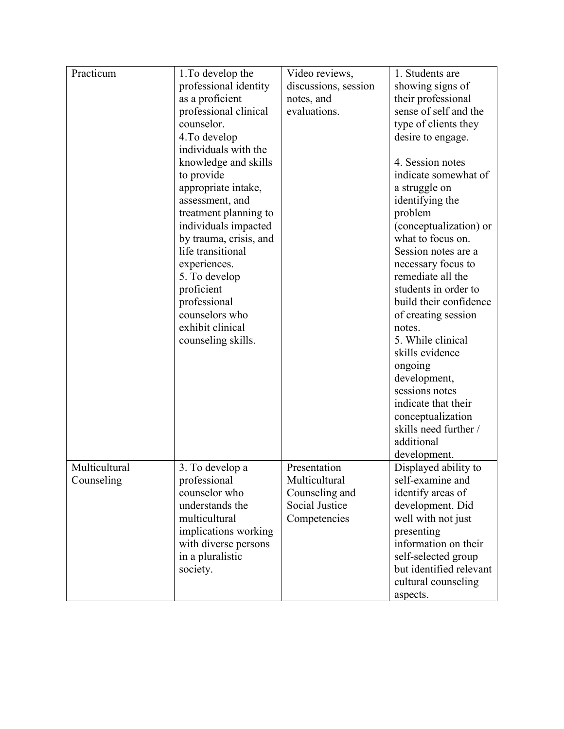| Practicum | 1.To develop the professional identity as a proficient professional clinical counselor.<br>4.To develop individuals with the knowledge and skills to provide appropriate intake, assessment, and treatment planning to individuals impacted by trauma, crisis, and life transitional experiences.<br>5. To develop proficient professional counselors who exhibit clinical counseling skills. | Video reviews, discussions, session notes, and evaluations. | 1. Students are showing signs of their professional sense of self and the type of clients they desire to engage.<br><br>4. Session notes indicate somewhat of a struggle on identifying the problem (conceptualization) or what to focus on. Session notes are a necessary focus to remediate all the students in order to build their confidence of creating session notes.<br>5. While clinical skills evidence ongoing development, sessions notes indicate that their conceptualization skills need further / additional development. |
|---|---|---|---|
| Multicultural Counseling | 3. To develop a professional counselor who understands the multicultural implications working with diverse persons in a pluralistic society. | Presentation Multicultural Counseling and Social Justice Competencies | Displayed ability to self-examine and identify areas of development. Did well with not just presenting information on their self-selected group but identified relevant cultural counseling aspects. |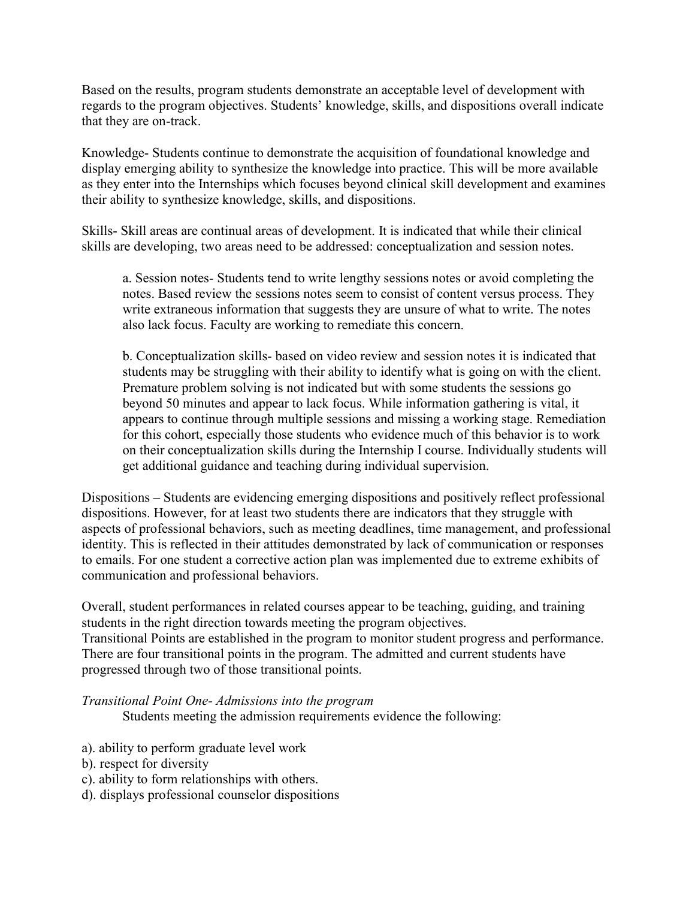Based on the results, program students demonstrate an acceptable level of development with regards to the program objectives. Students' knowledge, skills, and dispositions overall indicate that they are on-track.

Knowledge- Students continue to demonstrate the acquisition of foundational knowledge and display emerging ability to synthesize the knowledge into practice. This will be more available as they enter into the Internships which focuses beyond clinical skill development and examines their ability to synthesize knowledge, skills, and dispositions.

Skills- Skill areas are continual areas of development. It is indicated that while their clinical skills are developing, two areas need to be addressed: conceptualization and session notes.

> a. Session notes- Students tend to write lengthy sessions notes or avoid completing the notes. Based review the sessions notes seem to consist of content versus process. They write extraneous information that suggests they are unsure of what to write. The notes also lack focus. Faculty are working to remediate this concern.
>
> b. Conceptualization skills- based on video review and session notes it is indicated that students may be struggling with their ability to identify what is going on with the client. Premature problem solving is not indicated but with some students the sessions go beyond 50 minutes and appear to lack focus. While information gathering is vital, it appears to continue through multiple sessions and missing a working stage. Remediation for this cohort, especially those students who evidence much of this behavior is to work on their conceptualization skills during the Internship I course. Individually students will get additional guidance and teaching during individual supervision.

Dispositions – Students are evidencing emerging dispositions and positively reflect professional dispositions. However, for at least two students there are indicators that they struggle with aspects of professional behaviors, such as meeting deadlines, time management, and professional identity. This is reflected in their attitudes demonstrated by lack of communication or responses to emails. For one student a corrective action plan was implemented due to extreme exhibits of communication and professional behaviors.

Overall, student performances in related courses appear to be teaching, guiding, and training students in the right direction towards meeting the program objectives.
Transitional Points are established in the program to monitor student progress and performance. There are four transitional points in the program. The admitted and current students have progressed through two of those transitional points.

*Transitional Point One- Admissions into the program*

Students meeting the admission requirements evidence the following:

a). ability to perform graduate level work
b). respect for diversity
c). ability to form relationships with others.
d). displays professional counselor dispositions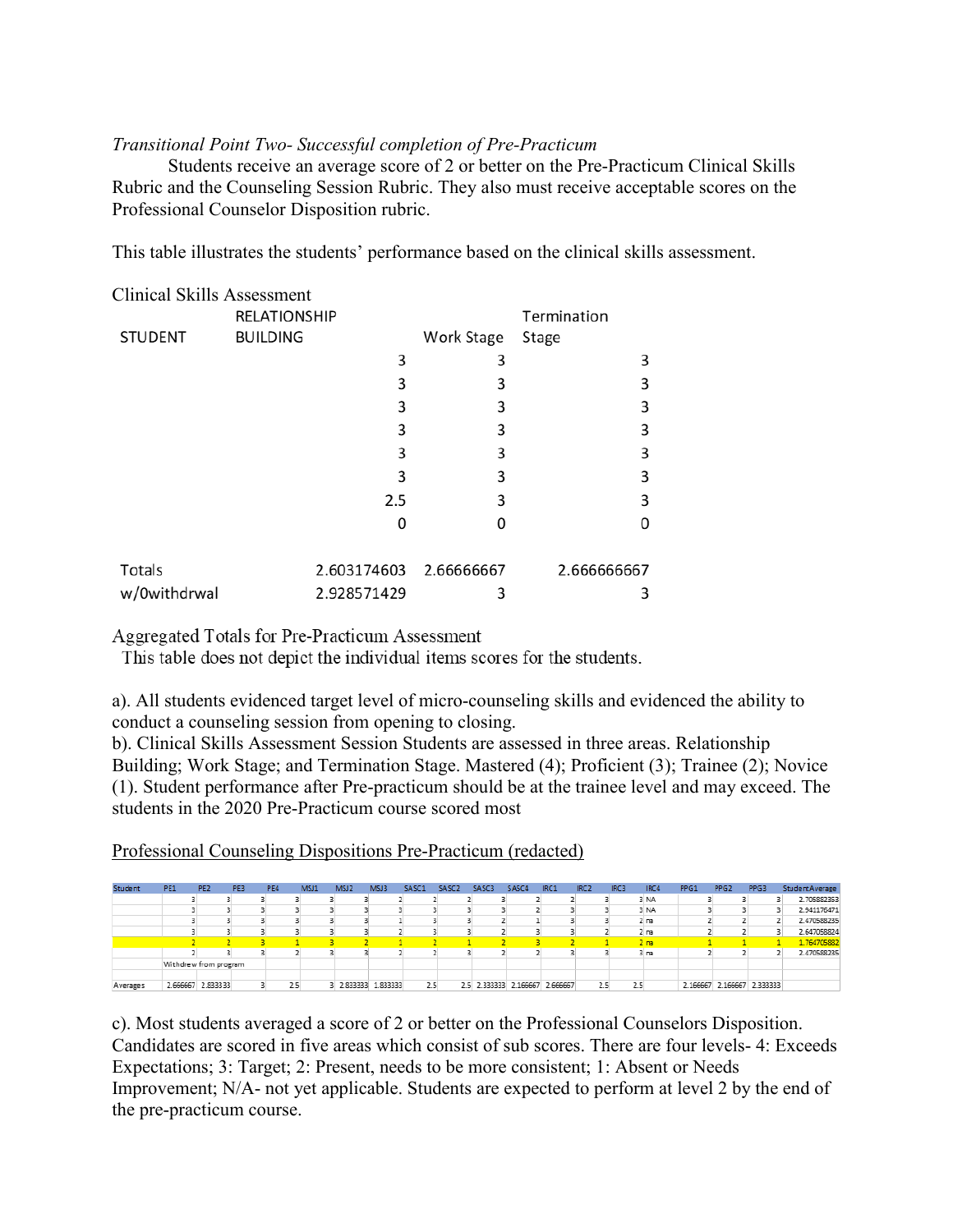*Transitional Point Two- Successful completion of Pre-Practicum*

Students receive an average score of 2 or better on the Pre-Practicum Clinical Skills Rubric and the Counseling Session Rubric. They also must receive acceptable scores on the Professional Counselor Disposition rubric.

This table illustrates the students' performance based on the clinical skills assessment.

Clinical Skills Assessment

| STUDENT | RELATIONSHIP BUILDING | Work Stage | Termination Stage |
|---|---|---|---|
| | 3 | 3 | 3 |
| | 3 | 3 | 3 |
| | 3 | 3 | 3 |
| | 3 | 3 | 3 |
| | 3 | 3 | 3 |
| | 3 | 3 | 3 |
| | 2.5 | 3 | 3 |
| | 0 | 0 | 0 |
| Totals | 2.603174603 | 2.66666667 | 2.666666667 |
| w/0withdrwal | 2.928571429 | 3 | 3 |

Aggregated Totals for Pre-Practicum Assessment

This table does not depict the individual items scores for the students.

a). All students evidenced target level of micro-counseling skills and evidenced the ability to conduct a counseling session from opening to closing.

b). Clinical Skills Assessment Session Students are assessed in three areas. Relationship Building; Work Stage; and Termination Stage. Mastered (4); Proficient (3); Trainee (2); Novice (1). Student performance after Pre-practicum should be at the trainee level and may exceed. The students in the 2020 Pre-Practicum course scored most

Professional Counseling Dispositions Pre-Practicum (redacted)

| Student | PE1 | PE2 | PE3 | PE4 | MSJ1 | MSJ2 | MSJ3 | SASC1 | SASC2 | SASC3 | SASC4 | IRC1 | IRC2 | IRC3 | IRC4 | PPG1 | PPG2 | PPG3 | StudentAverage |
|---|---|---|---|---|---|---|---|---|---|---|---|---|---|---|---|---|---|---|---|
| | 3 | 3 | 3 | 3 | 3 | 3 | 2 | 2 | 2 | 3 | 2 | 2 | 3 | 3 | NA | 3 | 3 | 3 | 2.705882353 |
| | 3 | 3 | 3 | 3 | 3 | 3 | 3 | 3 | 3 | 3 | 2 | 3 | 3 | 3 | NA | 3 | 3 | 3 | 2.941176471 |
| | 3 | 3 | 3 | 3 | 3 | 3 | 1 | 3 | 3 | 2 | 1 | 3 | 3 | 2 | na | 2 | 2 | 2 | 2.470588235 |
| | 3 | 3 | 3 | 3 | 3 | 3 | 2 | 3 | 3 | 2 | 3 | 3 | 2 | 2 | na | 2 | 2 | 3 | 2.647058824 |
| | 2 | 2 | 3 | 1 | 3 | 2 | 1 | 2 | 1 | 2 | 3 | 2 | 1 | 2 | na | 1 | 1 | 1 | 1.764705882 |
| | 2 | 3 | 3 | 2 | 3 | 3 | 2 | 2 | 3 | 2 | 2 | 3 | 3 | 3 | na | 2 | 2 | 2 | 2.470588235 |
| | Withdrew from program | | | | | | | | | | | | | | | | | | |
| Averages | 2.666667 | 2.833333 | 3 | 2.5 | 3 | 2.833333 | 1.833333 | 2.5 | 2.5 | 2.333333 | 2.166667 | 2.666667 | 2.5 | 2.5 | | 2.166667 | 2.166667 | 2.333333 | |

c). Most students averaged a score of 2 or better on the Professional Counselors Disposition. Candidates are scored in five areas which consist of sub scores. There are four levels- 4: Exceeds Expectations; 3: Target; 2: Present, needs to be more consistent; 1: Absent or Needs Improvement; N/A- not yet applicable. Students are expected to perform at level 2 by the end of the pre-practicum course.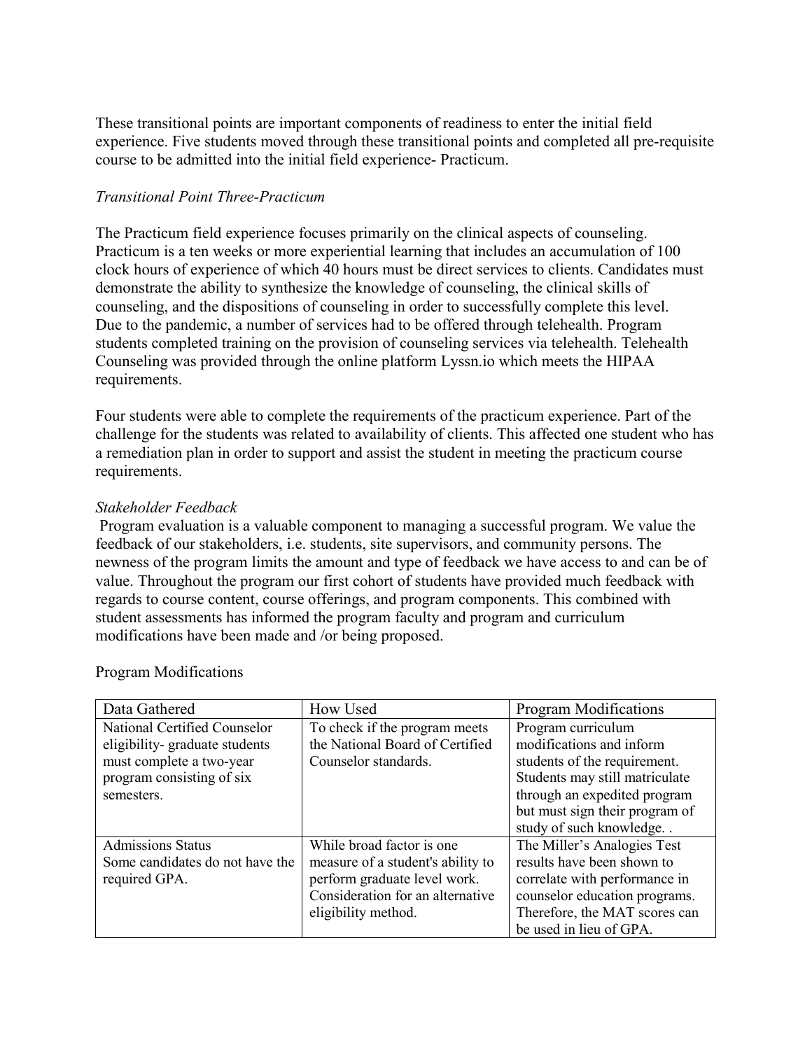These transitional points are important components of readiness to enter the initial field experience. Five students moved through these transitional points and completed all pre-requisite course to be admitted into the initial field experience- Practicum.

*Transitional Point Three-Practicum*

The Practicum field experience focuses primarily on the clinical aspects of counseling. Practicum is a ten weeks or more experiential learning that includes an accumulation of 100 clock hours of experience of which 40 hours must be direct services to clients. Candidates must demonstrate the ability to synthesize the knowledge of counseling, the clinical skills of counseling, and the dispositions of counseling in order to successfully complete this level. Due to the pandemic, a number of services had to be offered through telehealth. Program students completed training on the provision of counseling services via telehealth. Telehealth Counseling was provided through the online platform Lyssn.io which meets the HIPAA requirements.

Four students were able to complete the requirements of the practicum experience. Part of the challenge for the students was related to availability of clients. This affected one student who has a remediation plan in order to support and assist the student in meeting the practicum course requirements.

*Stakeholder Feedback*

Program evaluation is a valuable component to managing a successful program. We value the feedback of our stakeholders, i.e. students, site supervisors, and community persons. The newness of the program limits the amount and type of feedback we have access to and can be of value. Throughout the program our first cohort of students have provided much feedback with regards to course content, course offerings, and program components. This combined with student assessments has informed the program faculty and program and curriculum modifications have been made and /or being proposed.

Program Modifications

| Data Gathered | How Used | Program Modifications |
|---|---|---|
| National Certified Counselor eligibility- graduate students must complete a two-year program consisting of six semesters. | To check if the program meets the National Board of Certified Counselor standards. | Program curriculum modifications and inform students of the requirement. Students may still matriculate through an expedited program but must sign their program of study of such knowledge. . |
| Admissions Status<br>Some candidates do not have the required GPA. | While broad factor is one measure of a student's ability to perform graduate level work. Consideration for an alternative eligibility method. | The Miller's Analogies Test results have been shown to correlate with performance in counselor education programs. Therefore, the MAT scores can be used in lieu of GPA. |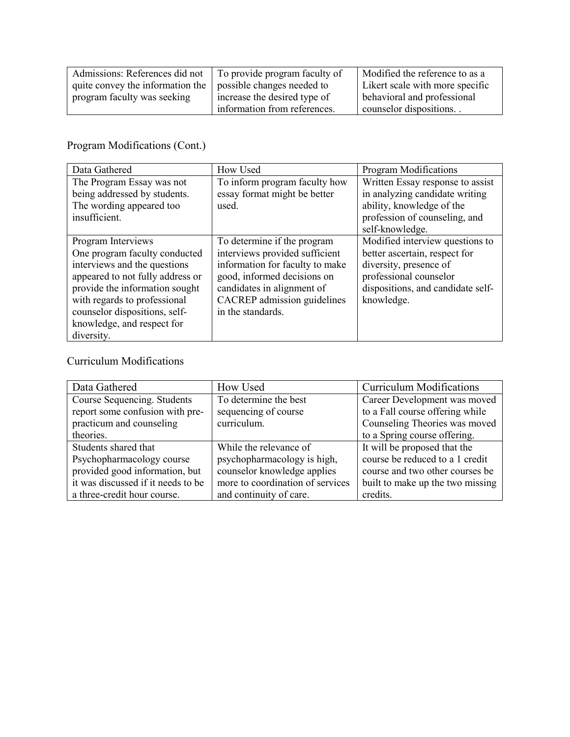| | | |
|---|---|---|
| Admissions: References did not quite convey the information the program faculty was seeking | To provide program faculty of possible changes needed to increase the desired type of information from references. | Modified the reference to as a Likert scale with more specific behavioral and professional counselor dispositions. . |

Program Modifications (Cont.)

| Data Gathered | How Used | Program Modifications |
|---|---|---|
| The Program Essay was not being addressed by students. The wording appeared too insufficient. | To inform program faculty how essay format might be better used. | Written Essay response to assist in analyzing candidate writing ability, knowledge of the profession of counseling, and self-knowledge. |
| Program Interviews One program faculty conducted interviews and the questions appeared to not fully address or provide the information sought with regards to professional counselor dispositions, self-knowledge, and respect for diversity. | To determine if the program interviews provided sufficient information for faculty to make good, informed decisions on candidates in alignment of CACREP admission guidelines in the standards. | Modified interview questions to better ascertain, respect for diversity, presence of professional counselor dispositions, and candidate self-knowledge. |

Curriculum Modifications

| Data Gathered | How Used | Curriculum Modifications |
|---|---|---|
| Course Sequencing. Students report some confusion with pre-practicum and counseling theories. | To determine the best sequencing of course curriculum. | Career Development was moved to a Fall course offering while Counseling Theories was moved to a Spring course offering. |
| Students shared that Psychopharmacology course provided good information, but it was discussed if it needs to be a three-credit hour course. | While the relevance of psychopharmacology is high, counselor knowledge applies more to coordination of services and continuity of care. | It will be proposed that the course be reduced to a 1 credit course and two other courses be built to make up the two missing credits. |